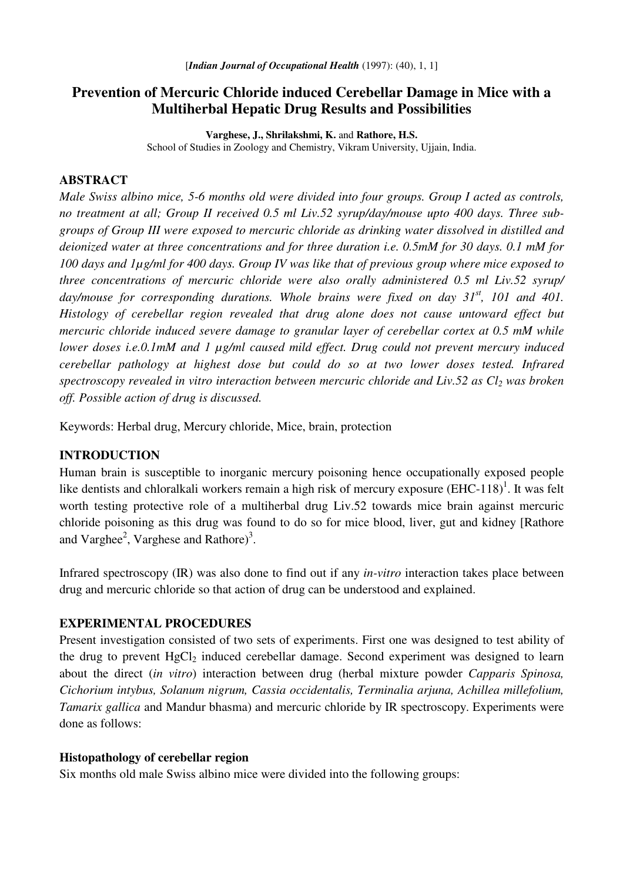[*Indian Journal of Occupational Health* (1997): (40), 1, 1]

# Prevention of Mercuric Chloride induced Cerebellar Damage in Mice with a Multiherbal Hepatic Drug Results and Possibilities

**Varghese, J., Shrilakshmi, K.** and **Rathore, H.S.**
School of Studies in Zoology and Chemistry, Vikram University, Ujjain, India.

## ABSTRACT

*Male Swiss albino mice, 5-6 months old were divided into four groups. Group I acted as controls, no treatment at all; Group II received 0.5 ml Liv.52 syrup/day/mouse upto 400 days. Three sub-groups of Group III were exposed to mercuric chloride as drinking water dissolved in distilled and deionized water at three concentrations and for three duration i.e. 0.5mM for 30 days. 0.1 mM for 100 days and 1µg/ml for 400 days. Group IV was like that of previous group where mice exposed to three concentrations of mercuric chloride were also orally administered 0.5 ml Liv.52 syrup/ day/mouse for corresponding durations. Whole brains were fixed on day 31st, 101 and 401. Histology of cerebellar region revealed that drug alone does not cause untoward effect but mercuric chloride induced severe damage to granular layer of cerebellar cortex at 0.5 mM while lower doses i.e.0.1mM and 1 µg/ml caused mild effect. Drug could not prevent mercury induced cerebellar pathology at highest dose but could do so at two lower doses tested. Infrared spectroscopy revealed in vitro interaction between mercuric chloride and Liv.52 as $Cl_2$ was broken off. Possible action of drug is discussed.*

Keywords: Herbal drug, Mercury chloride, Mice, brain, protection

## INTRODUCTION

Human brain is susceptible to inorganic mercury poisoning hence occupationally exposed people like dentists and chloralkali workers remain a high risk of mercury exposure (EHC-118)[1]. It was felt worth testing protective role of a multiherbal drug Liv.52 towards mice brain against mercuric chloride poisoning as this drug was found to do so for mice blood, liver, gut and kidney [Rathore and Varghee[2], Varghese and Rathore)[3].

Infrared spectroscopy (IR) was also done to find out if any *in-vitro* interaction takes place between drug and mercuric chloride so that action of drug can be understood and explained.

## EXPERIMENTAL PROCEDURES

Present investigation consisted of two sets of experiments. First one was designed to test ability of the drug to prevent $HgCl_2$ induced cerebellar damage. Second experiment was designed to learn about the direct (*in vitro*) interaction between drug (herbal mixture powder *Capparis Spinosa, Cichorium intybus, Solanum nigrum, Cassia occidentalis, Terminalia arjuna, Achillea millefolium, Tamarix gallica* and Mandur bhasma) and mercuric chloride by IR spectroscopy. Experiments were done as follows:

### Histopathology of cerebellar region

Six months old male Swiss albino mice were divided into the following groups: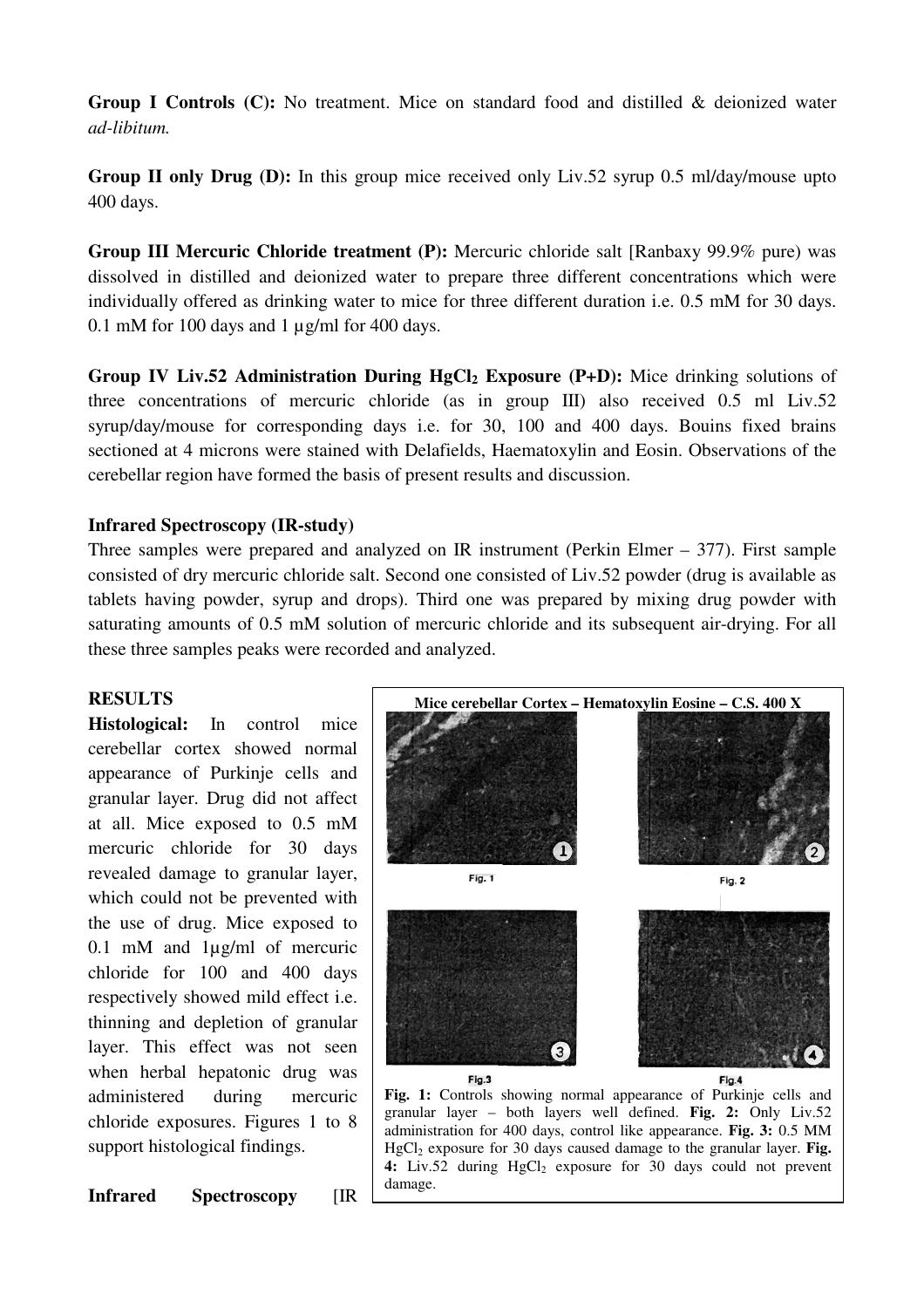**Group I Controls (C):** No treatment. Mice on standard food and distilled & deionized water *ad-libitum.*

**Group II only Drug (D):** In this group mice received only Liv.52 syrup 0.5 ml/day/mouse upto 400 days.

**Group III Mercuric Chloride treatment (P):** Mercuric chloride salt [Ranbaxy 99.9% pure) was dissolved in distilled and deionized water to prepare three different concentrations which were individually offered as drinking water to mice for three different duration i.e. 0.5 mM for 30 days. 0.1 mM for 100 days and 1 µg/ml for 400 days.

**Group IV Liv.52 Administration During $HgCl_2$ Exposure (P+D):** Mice drinking solutions of three concentrations of mercuric chloride (as in group III) also received 0.5 ml Liv.52 syrup/day/mouse for corresponding days i.e. for 30, 100 and 400 days. Bouins fixed brains sectioned at 4 microns were stained with Delafields, Haematoxylin and Eosin. Observations of the cerebellar region have formed the basis of present results and discussion.

**Infrared Spectroscopy (IR-study)**

Three samples were prepared and analyzed on IR instrument (Perkin Elmer – 377). First sample consisted of dry mercuric chloride salt. Second one consisted of Liv.52 powder (drug is available as tablets having powder, syrup and drops). Third one was prepared by mixing drug powder with saturating amounts of 0.5 mM solution of mercuric chloride and its subsequent air-drying. For all these three samples peaks were recorded and analyzed.

**RESULTS**

**Histological:** In control mice cerebellar cortex showed normal appearance of Purkinje cells and granular layer. Drug did not affect at all. Mice exposed to 0.5 mM mercuric chloride for 30 days revealed damage to granular layer, which could not be prevented with the use of drug. Mice exposed to 0.1 mM and 1µg/ml of mercuric chloride for 100 and 400 days respectively showed mild effect i.e. thinning and depletion of granular layer. This effect was not seen when herbal hepatonic drug was administered during mercuric chloride exposures. Figures 1 to 8 support histological findings.

**Mice cerebellar Cortex – Hematoxylin Eosine – C.S. 400 X**

Fig. 1 Fig. 2 Fig.3 Fig.4

**Fig. 1:** Controls showing normal appearance of Purkinje cells and granular layer – both layers well defined. **Fig. 2:** Only Liv.52 administration for 400 days, control like appearance. **Fig. 3:** 0.5 MM $HgCl_2$ exposure for 30 days caused damage to the granular layer. **Fig. 4:** Liv.52 during $HgCl_2$ exposure for 30 days could not prevent damage.

**Infrared Spectroscopy** [IR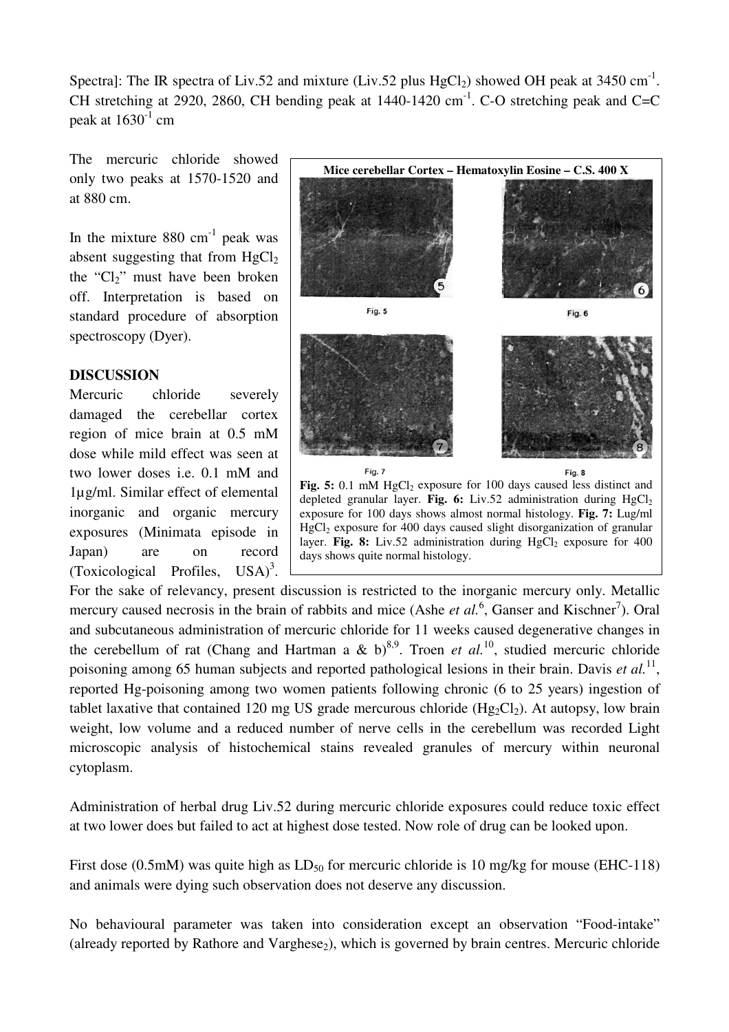Spectra]: The IR spectra of Liv.52 and mixture (Liv.52 plus $HgCl_2$) showed OH peak at 3450 $cm^{-1}$. CH stretching at 2920, 2860, CH bending peak at 1440-1420 $cm^{-1}$. C-O stretching peak and C=C peak at $1630^{-1}$ cm

The mercuric chloride showed only two peaks at 1570-1520 and at 880 cm.

In the mixture 880 $cm^{-1}$ peak was absent suggesting that from $HgCl_2$ the "$Cl_2$" must have been broken off. Interpretation is based on standard procedure of absorption spectroscopy (Dyer).

**Mice cerebellar Cortex – Hematoxylin Eosine – C.S. 400 X**

Fig. 5 Fig. 6 Fig. 7 Fig. 8

**Fig. 5:** 0.1 mM $HgCl_2$ exposure for 100 days caused less distinct and depleted granular layer. **Fig. 6:** Liv.52 administration during $HgCl_2$ exposure for 100 days shows almost normal histology. **Fig. 7:** Lug/ml $HgCl_2$ exposure for 400 days caused slight disorganization of granular layer. **Fig. 8:** Liv.52 administration during $HgCl_2$ exposure for 400 days shows quite normal histology.

## DISCUSSION

Mercuric chloride severely damaged the cerebellar cortex region of mice brain at 0.5 mM dose while mild effect was seen at two lower doses i.e. 0.1 mM and 1µg/ml. Similar effect of elemental inorganic and organic mercury exposures (Minimata episode in Japan) are on record (Toxicological Profiles, USA)[3]. For the sake of relevancy, present discussion is restricted to the inorganic mercury only. Metallic mercury caused necrosis in the brain of rabbits and mice (Ashe *et al.*[6], Ganser and Kischner[7]). Oral and subcutaneous administration of mercuric chloride for 11 weeks caused degenerative changes in the cerebellum of rat (Chang and Hartman a & b)[8,9]. Troen *et al.*[10], studied mercuric chloride poisoning among 65 human subjects and reported pathological lesions in their brain. Davis *et al.*[11], reported Hg-poisoning among two women patients following chronic (6 to 25 years) ingestion of tablet laxative that contained 120 mg US grade mercurous chloride ($Hg_2Cl_2$). At autopsy, low brain weight, low volume and a reduced number of nerve cells in the cerebellum was recorded Light microscopic analysis of histochemical stains revealed granules of mercury within neuronal cytoplasm.

Administration of herbal drug Liv.52 during mercuric chloride exposures could reduce toxic effect at two lower does but failed to act at highest dose tested. Now role of drug can be looked upon.

First dose (0.5mM) was quite high as $LD_{50}$ for mercuric chloride is 10 mg/kg for mouse (EHC-118) and animals were dying such observation does not deserve any discussion.

No behavioural parameter was taken into consideration except an observation "Food-intake" (already reported by Rathore and Varghese[2]), which is governed by brain centres. Mercuric chloride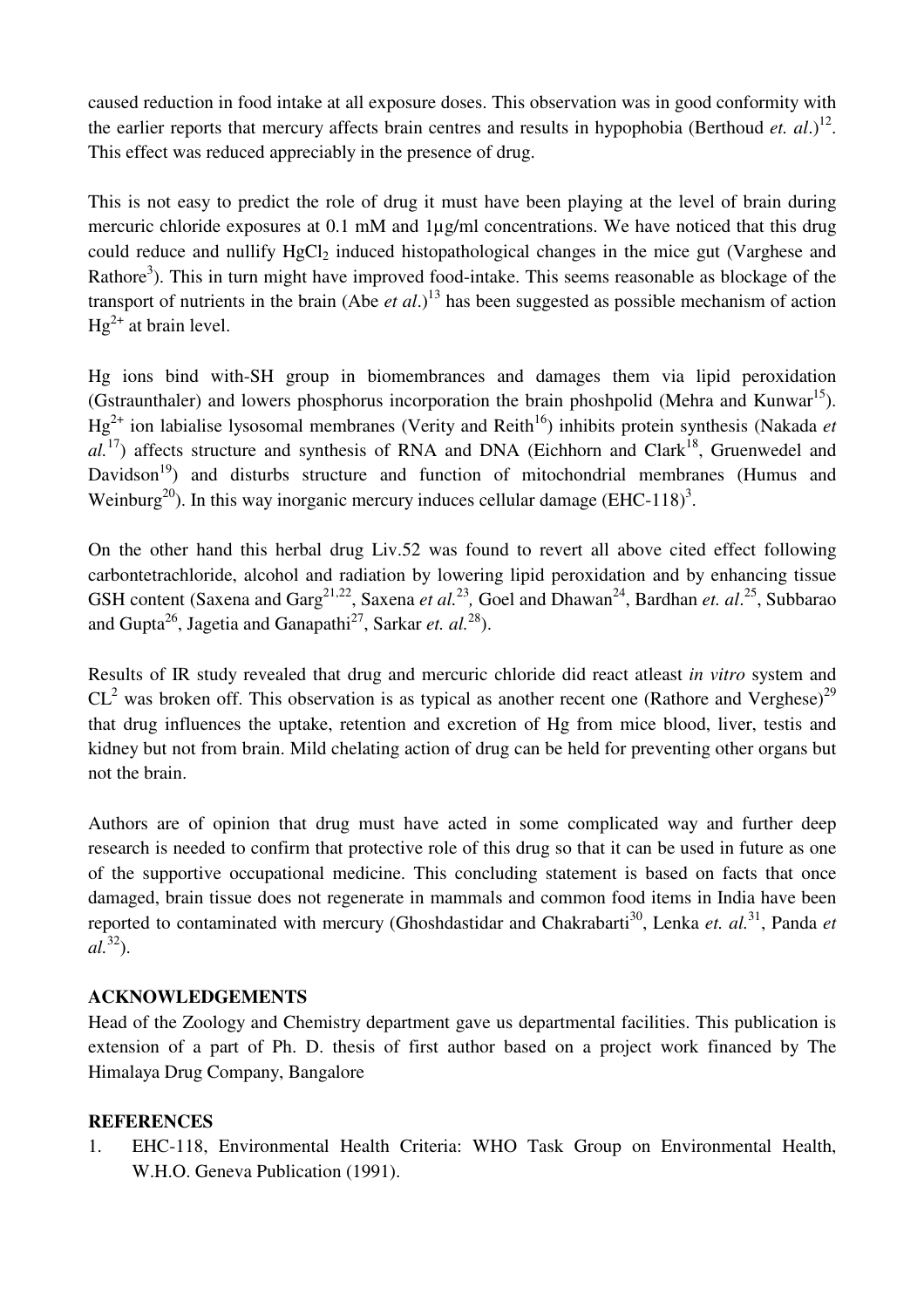caused reduction in food intake at all exposure doses. This observation was in good conformity with the earlier reports that mercury affects brain centres and results in hypophobia (Berthoud *et. al*.)[12]. This effect was reduced appreciably in the presence of drug.

This is not easy to predict the role of drug it must have been playing at the level of brain during mercuric chloride exposures at 0.1 mM and 1µg/ml concentrations. We have noticed that this drug could reduce and nullify $HgCl_2$ induced histopathological changes in the mice gut (Varghese and Rathore[3]). This in turn might have improved food-intake. This seems reasonable as blockage of the transport of nutrients in the brain (Abe *et al*.)[13] has been suggested as possible mechanism of action $Hg^{2+}$ at brain level.

Hg ions bind with-SH group in biomembrances and damages them via lipid peroxidation (Gstraunthaler) and lowers phosphorus incorporation the brain phoshpolid (Mehra and Kunwar[15]). $Hg^{2+}$ ion labialise lysosomal membranes (Verity and Reith[16]) inhibits protein synthesis (Nakada *et al.*[17]) affects structure and synthesis of RNA and DNA (Eichhorn and Clark[18], Gruenwedel and Davidson[19]) and disturbs structure and function of mitochondrial membranes (Humus and Weinburg[20]). In this way inorganic mercury induces cellular damage (EHC-118)[3].

On the other hand this herbal drug Liv.52 was found to revert all above cited effect following carbontetrachloride, alcohol and radiation by lowering lipid peroxidation and by enhancing tissue GSH content (Saxena and Garg[21,22], Saxena *et al.*[23], Goel and Dhawan[24], Bardhan *et. al*.[25], Subbarao and Gupta[26], Jagetia and Ganapathi[27], Sarkar *et. al.*[28]).

Results of IR study revealed that drug and mercuric chloride did react atleast *in vitro* system and $CL^2$ was broken off. This observation is as typical as another recent one (Rathore and Verghese)[29] that drug influences the uptake, retention and excretion of Hg from mice blood, liver, testis and kidney but not from brain. Mild chelating action of drug can be held for preventing other organs but not the brain.

Authors are of opinion that drug must have acted in some complicated way and further deep research is needed to confirm that protective role of this drug so that it can be used in future as one of the supportive occupational medicine. This concluding statement is based on facts that once damaged, brain tissue does not regenerate in mammals and common food items in India have been reported to contaminated with mercury (Ghoshdastidar and Chakrabarti[30], Lenka *et. al.*[31], Panda *et al.*[32]).

## ACKNOWLEDGEMENTS

Head of the Zoology and Chemistry department gave us departmental facilities. This publication is extension of a part of Ph. D. thesis of first author based on a project work financed by The Himalaya Drug Company, Bangalore

## REFERENCES

1. EHC-118, Environmental Health Criteria: WHO Task Group on Environmental Health, W.H.O. Geneva Publication (1991).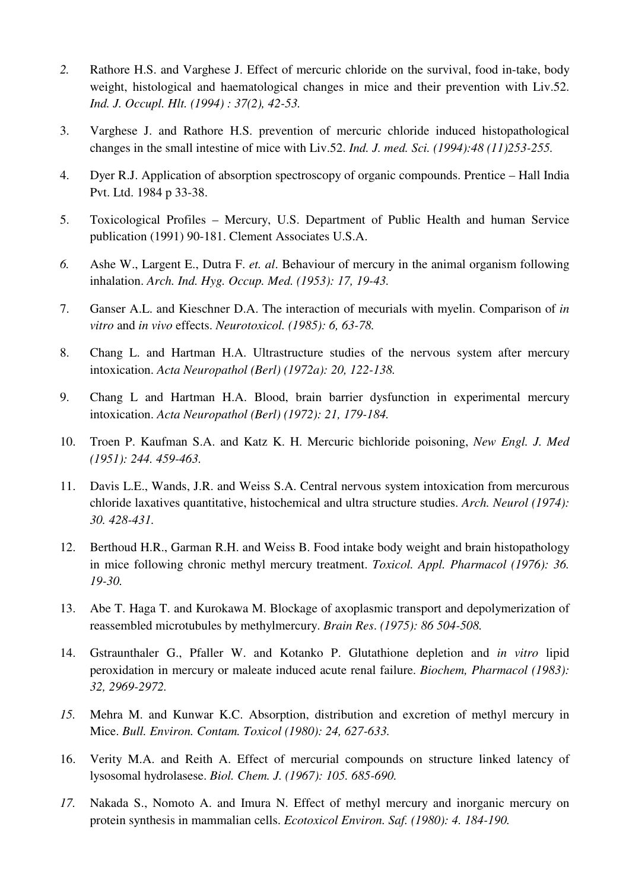2. Rathore H.S. and Varghese J. Effect of mercuric chloride on the survival, food in-take, body weight, histological and haematological changes in mice and their prevention with Liv.52. *Ind. J. Occupl. Hlt. (1994) : 37(2), 42-53.*

3. Varghese J. and Rathore H.S. prevention of mercuric chloride induced histopathological changes in the small intestine of mice with Liv.52. *Ind. J. med. Sci. (1994):48 (11)253-255.*

4. Dyer R.J. Application of absorption spectroscopy of organic compounds. Prentice – Hall India Pvt. Ltd. 1984 p 33-38.

5. Toxicological Profiles – Mercury, U.S. Department of Public Health and human Service publication (1991) 90-181. Clement Associates U.S.A.

6. Ashe W., Largent E., Dutra F. *et. al*. Behaviour of mercury in the animal organism following inhalation. *Arch. Ind. Hyg. Occup. Med. (1953): 17, 19-43.*

7. Ganser A.L. and Kieschner D.A. The interaction of mecurials with myelin. Comparison of *in vitro* and *in vivo* effects. *Neurotoxicol. (1985): 6, 63-78.*

8. Chang L. and Hartman H.A. Ultrastructure studies of the nervous system after mercury intoxication. *Acta Neuropathol (Berl) (1972a): 20, 122-138.*

9. Chang L and Hartman H.A. Blood, brain barrier dysfunction in experimental mercury intoxication. *Acta Neuropathol (Berl) (1972): 21, 179-184.*

10. Troen P. Kaufman S.A. and Katz K. H. Mercuric bichloride poisoning, *New Engl. J. Med (1951): 244. 459-463.*

11. Davis L.E., Wands, J.R. and Weiss S.A. Central nervous system intoxication from mercurous chloride laxatives quantitative, histochemical and ultra structure studies. *Arch. Neurol (1974): 30. 428-431.*

12. Berthoud H.R., Garman R.H. and Weiss B. Food intake body weight and brain histopathology in mice following chronic methyl mercury treatment. *Toxicol. Appl. Pharmacol (1976): 36. 19-30.*

13. Abe T. Haga T. and Kurokawa M. Blockage of axoplasmic transport and depolymerization of reassembled microtubules by methylmercury. *Brain Res. (1975): 86 504-508.*

14. Gstraunthaler G., Pfaller W. and Kotanko P. Glutathione depletion and *in vitro* lipid peroxidation in mercury or maleate induced acute renal failure. *Biochem, Pharmacol (1983): 32, 2969-2972.*

15. Mehra M. and Kunwar K.C. Absorption, distribution and excretion of methyl mercury in Mice. *Bull. Environ. Contam. Toxicol (1980): 24, 627-633.*

16. Verity M.A. and Reith A. Effect of mercurial compounds on structure linked latency of lysosomal hydrolasese. *Biol. Chem. J. (1967): 105. 685-690.*

17. Nakada S., Nomoto A. and Imura N. Effect of methyl mercury and inorganic mercury on protein synthesis in mammalian cells. *Ecotoxicol Environ. Saf. (1980): 4. 184-190.*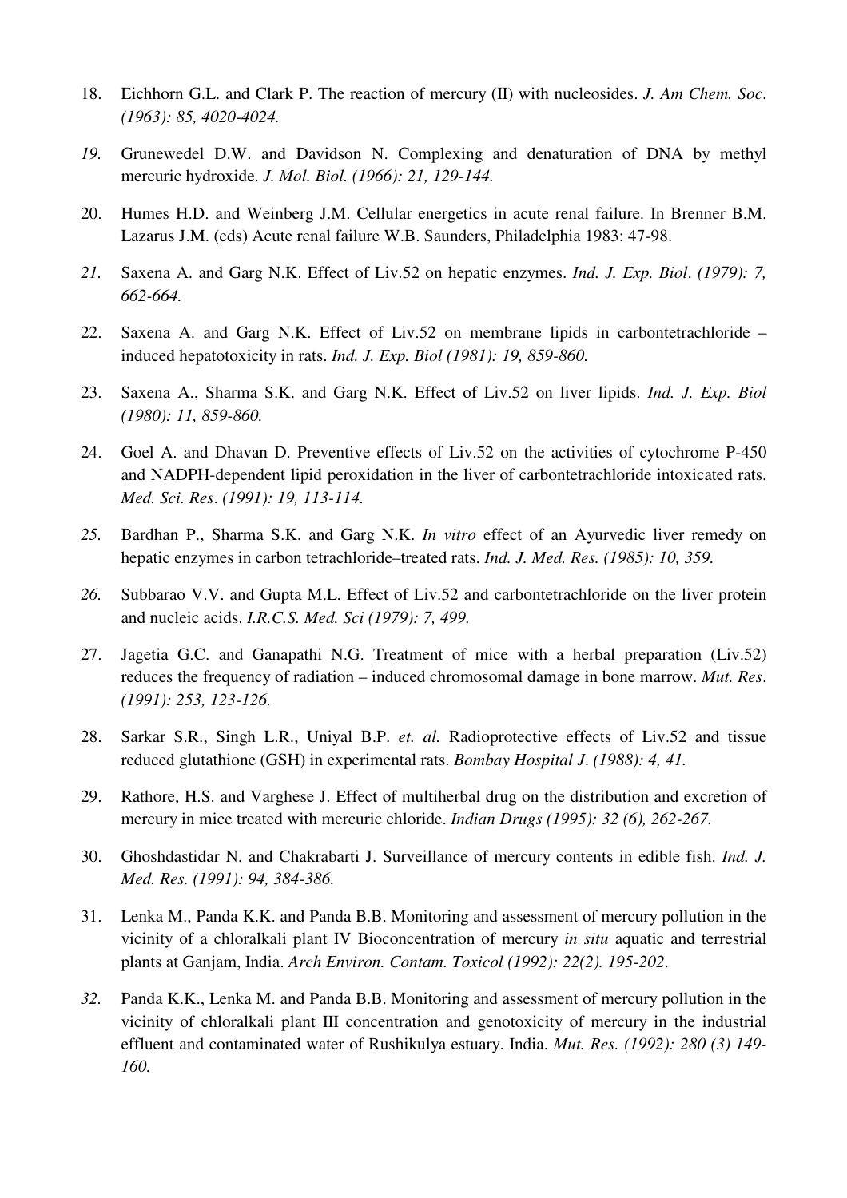18. Eichhorn G.L. and Clark P. The reaction of mercury (II) with nucleosides. *J. Am Chem. Soc. (1963): 85, 4020-4024.*

19. Grunewedel D.W. and Davidson N. Complexing and denaturation of DNA by methyl mercuric hydroxide. *J. Mol. Biol. (1966): 21, 129-144.*

20. Humes H.D. and Weinberg J.M. Cellular energetics in acute renal failure. In Brenner B.M. Lazarus J.M. (eds) Acute renal failure W.B. Saunders, Philadelphia 1983: 47-98.

21. Saxena A. and Garg N.K. Effect of Liv.52 on hepatic enzymes. *Ind. J. Exp. Biol. (1979): 7, 662-664.*

22. Saxena A. and Garg N.K. Effect of Liv.52 on membrane lipids in carbontetrachloride – induced hepatotoxicity in rats. *Ind. J. Exp. Biol (1981): 19, 859-860.*

23. Saxena A., Sharma S.K. and Garg N.K. Effect of Liv.52 on liver lipids. *Ind. J. Exp. Biol (1980): 11, 859-860.*

24. Goel A. and Dhavan D. Preventive effects of Liv.52 on the activities of cytochrome P-450 and NADPH-dependent lipid peroxidation in the liver of carbontetrachloride intoxicated rats. *Med. Sci. Res. (1991): 19, 113-114.*

25. Bardhan P., Sharma S.K. and Garg N.K. *In vitro* effect of an Ayurvedic liver remedy on hepatic enzymes in carbon tetrachloride–treated rats. *Ind. J. Med. Res. (1985): 10, 359.*

26. Subbarao V.V. and Gupta M.L. Effect of Liv.52 and carbontetrachloride on the liver protein and nucleic acids. *I.R.C.S. Med. Sci (1979): 7, 499.*

27. Jagetia G.C. and Ganapathi N.G. Treatment of mice with a herbal preparation (Liv.52) reduces the frequency of radiation – induced chromosomal damage in bone marrow. *Mut. Res. (1991): 253, 123-126.*

28. Sarkar S.R., Singh L.R., Uniyal B.P. *et. al.* Radioprotective effects of Liv.52 and tissue reduced glutathione (GSH) in experimental rats. *Bombay Hospital J. (1988): 4, 41.*

29. Rathore, H.S. and Varghese J. Effect of multiherbal drug on the distribution and excretion of mercury in mice treated with mercuric chloride. *Indian Drugs (1995): 32 (6), 262-267.*

30. Ghoshdastidar N. and Chakrabarti J. Surveillance of mercury contents in edible fish. *Ind. J. Med. Res. (1991): 94, 384-386.*

31. Lenka M., Panda K.K. and Panda B.B. Monitoring and assessment of mercury pollution in the vicinity of a chloralkali plant IV Bioconcentration of mercury *in situ* aquatic and terrestrial plants at Ganjam, India. *Arch Environ. Contam. Toxicol (1992): 22(2). 195-202*.

32. Panda K.K., Lenka M. and Panda B.B. Monitoring and assessment of mercury pollution in the vicinity of chloralkali plant III concentration and genotoxicity of mercury in the industrial effluent and contaminated water of Rushikulya estuary. India. *Mut. Res. (1992): 280 (3) 149-160.*